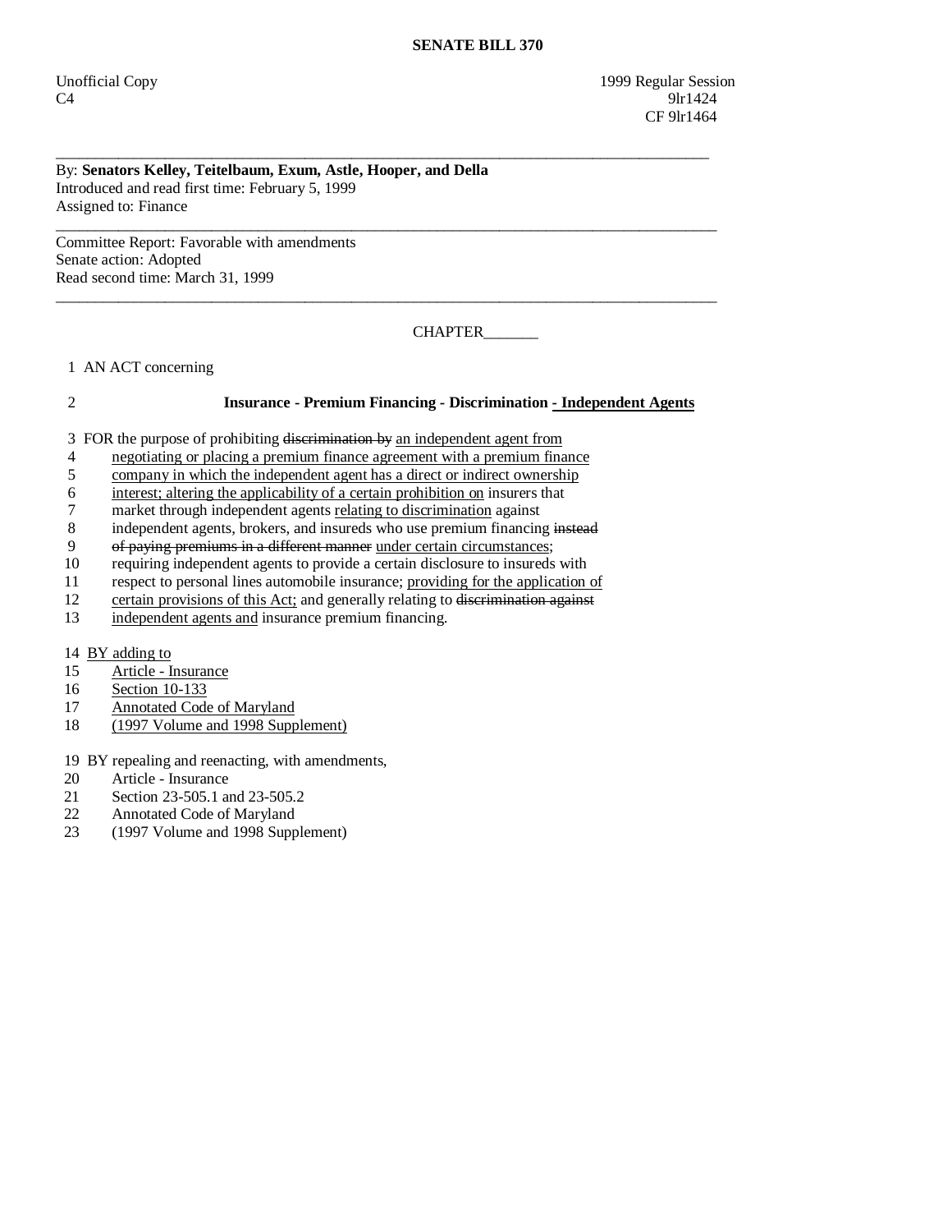**SENATE BILL 370**

Unofficial Copy 1999 Regular Session
C4 9lr1424
CF 9lr1464

---

By: **Senators Kelley, Teitelbaum, Exum, Astle, Hooper, and Della**
Introduced and read first time: February 5, 1999
Assigned to: Finance

---

Committee Report: Favorable with amendments
Senate action: Adopted
Read second time: March 31, 1999

---

CHAPTER_______

1 AN ACT concerning

2 **Insurance - Premium Financing - Discrimination - Independent Agents**

3 FOR the purpose of prohibiting ~~discrimination by~~ an independent agent from
4 negotiating or placing a premium finance agreement with a premium finance
5 company in which the independent agent has a direct or indirect ownership
6 interest; altering the applicability of a certain prohibition on insurers that
7 market through independent agents relating to discrimination against
8 independent agents, brokers, and insureds who use premium financing ~~instead~~
9 ~~of paying premiums in a different manner~~ under certain circumstances;
10 requiring independent agents to provide a certain disclosure to insureds with
11 respect to personal lines automobile insurance; providing for the application of
12 certain provisions of this Act; and generally relating to ~~discrimination against~~
13 independent agents and insurance premium financing.

14 BY adding to
15 Article - Insurance
16 Section 10-133
17 Annotated Code of Maryland
18 (1997 Volume and 1998 Supplement)

19 BY repealing and reenacting, with amendments,
20 Article - Insurance
21 Section 23-505.1 and 23-505.2
22 Annotated Code of Maryland
23 (1997 Volume and 1998 Supplement)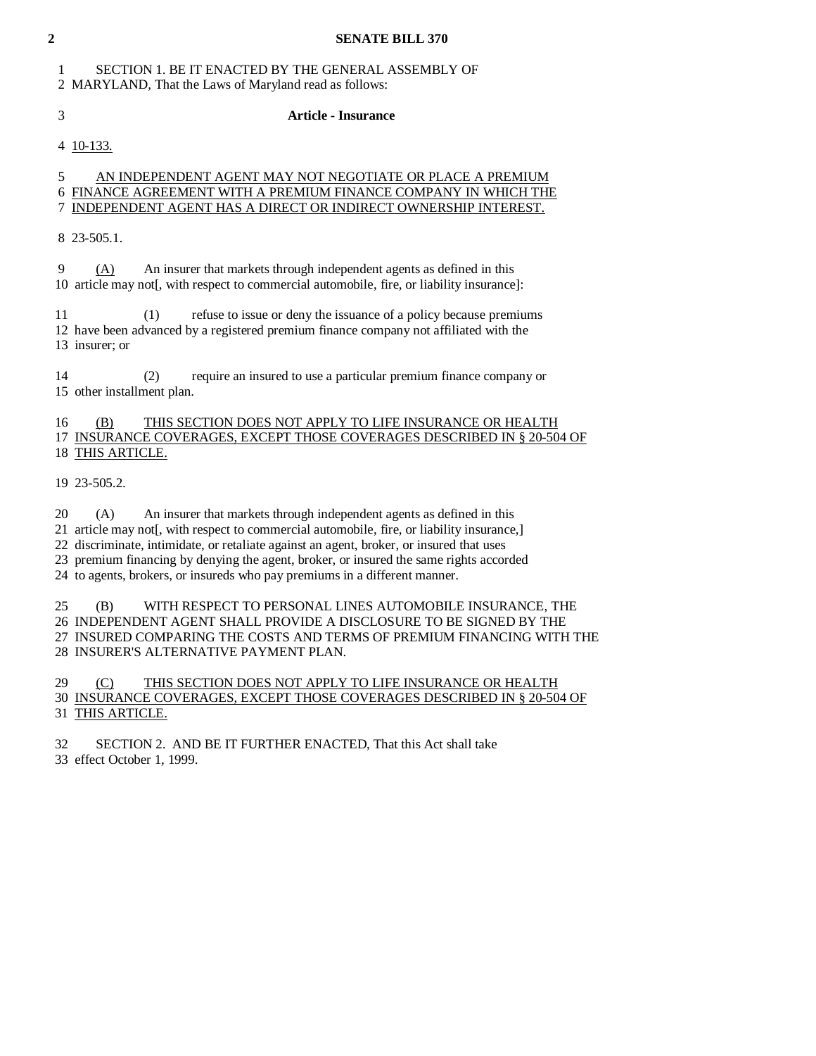SECTION 1. BE IT ENACTED BY THE GENERAL ASSEMBLY OF MARYLAND, That the Laws of Maryland read as follows:

**Article - Insurance**

<u>10-133.</u>

<u>AN INDEPENDENT AGENT MAY NOT NEGOTIATE OR PLACE A PREMIUM FINANCE AGREEMENT WITH A PREMIUM FINANCE COMPANY IN WHICH THE INDEPENDENT AGENT HAS A DIRECT OR INDIRECT OWNERSHIP INTEREST.</u>

23-505.1.

<u>(A)</u> An insurer that markets through independent agents as defined in this article may not[, with respect to commercial automobile, fire, or liability insurance]:

(1) refuse to issue or deny the issuance of a policy because premiums have been advanced by a registered premium finance company not affiliated with the insurer; or

(2) require an insured to use a particular premium finance company or other installment plan.

<u>(B) THIS SECTION DOES NOT APPLY TO LIFE INSURANCE OR HEALTH INSURANCE COVERAGES, EXCEPT THOSE COVERAGES DESCRIBED IN § 20-504 OF THIS ARTICLE.</u>

23-505.2.

(A) An insurer that markets through independent agents as defined in this article may not[, with respect to commercial automobile, fire, or liability insurance,] discriminate, intimidate, or retaliate against an agent, broker, or insured that uses premium financing by denying the agent, broker, or insured the same rights accorded to agents, brokers, or insureds who pay premiums in a different manner.

(B) WITH RESPECT TO PERSONAL LINES AUTOMOBILE INSURANCE, THE INDEPENDENT AGENT SHALL PROVIDE A DISCLOSURE TO BE SIGNED BY THE INSURED COMPARING THE COSTS AND TERMS OF PREMIUM FINANCING WITH THE INSURER'S ALTERNATIVE PAYMENT PLAN.

<u>(C) THIS SECTION DOES NOT APPLY TO LIFE INSURANCE OR HEALTH INSURANCE COVERAGES, EXCEPT THOSE COVERAGES DESCRIBED IN § 20-504 OF THIS ARTICLE.</u>

SECTION 2. AND BE IT FURTHER ENACTED, That this Act shall take effect October 1, 1999.